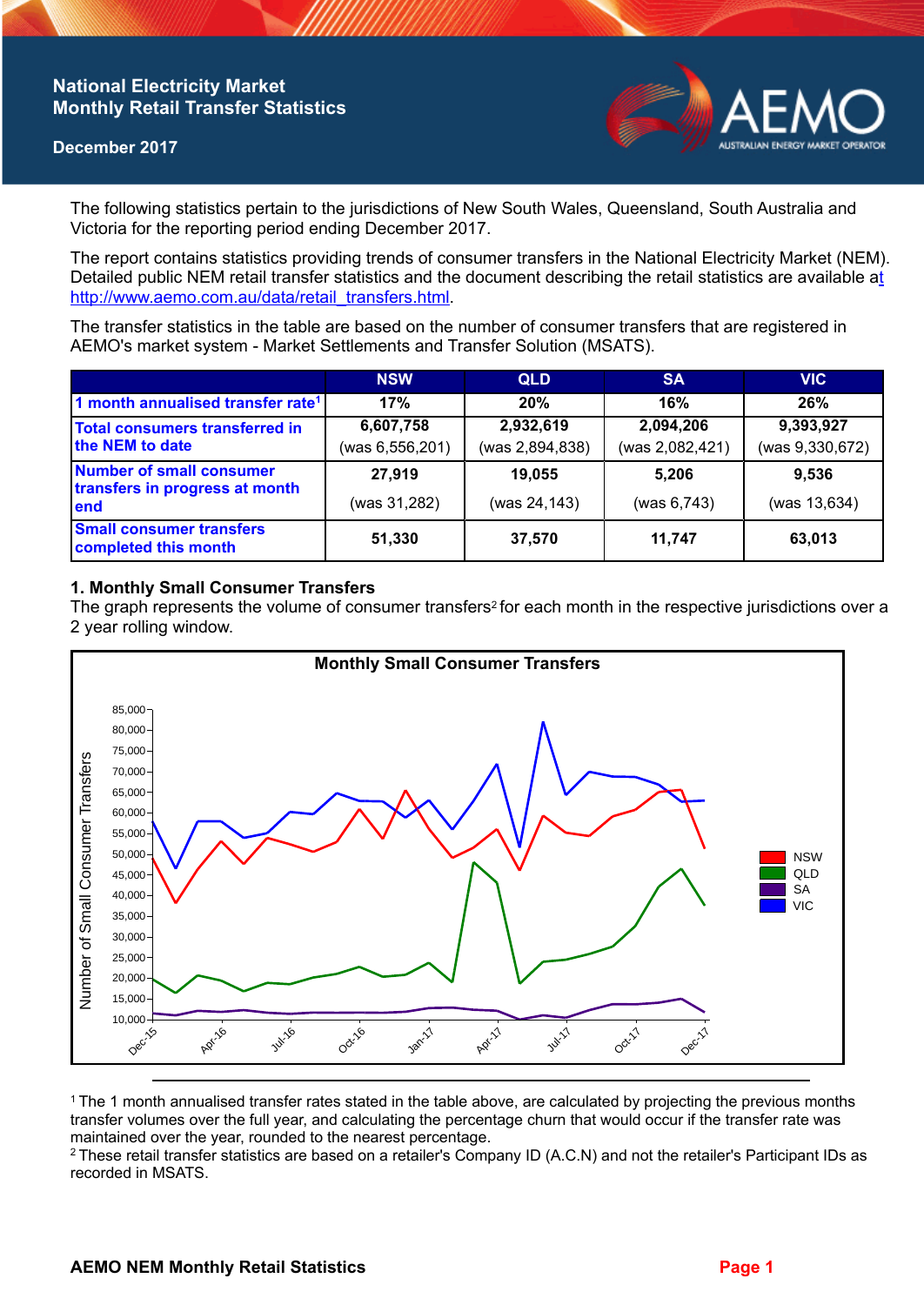# National Electricity Market Monthly Retail Transfer Statistics

**December 2017**

The following statistics pertain to the jurisdictions of New South Wales, Queensland, South Australia and Victoria for the reporting period ending December 2017.

The report contains statistics providing trends of consumer transfers in the National Electricity Market (NEM). Detailed public NEM retail transfer statistics and the document describing the retail statistics are available at http://www.aemo.com.au/data/retail_transfers.html.

The transfer statistics in the table are based on the number of consumer transfers that are registered in AEMO's market system - Market Settlements and Transfer Solution (MSATS).

| | NSW | QLD | SA | VIC |
|---|---|---|---|---|
| 1 month annualised transfer rate[1] | 17% | 20% | 16% | 26% |
| Total consumers transferred in the NEM to date | 6,607,758 (was 6,556,201) | 2,932,619 (was 2,894,838) | 2,094,206 (was 2,082,421) | 9,393,927 (was 9,330,672) |
| Number of small consumer transfers in progress at month end | 27,919 (was 31,282) | 19,055 (was 24,143) | 5,206 (was 6,743) | 9,536 (was 13,634) |
| Small consumer transfers completed this month | 51,330 | 37,570 | 11,747 | 63,013 |

## 1. Monthly Small Consumer Transfers

The graph represents the volume of consumer transfers[2] for each month in the respective jurisdictions over a 2 year rolling window.

Monthly Small Consumer Transfers

Number of Small Consumer Transfers

85,000
80,000
75,000
70,000
65,000
60,000
55,000
50,000
45,000
40,000
35,000
30,000
25,000
20,000
15,000
10,000

Dec-15, Apr-16, Jul-16, Oct-16, Jan-17, Apr-17, Jul-17, Oct-17, Dec-17

NSW, QLD, SA, VIC

[1] The 1 month annualised transfer rates stated in the table above, are calculated by projecting the previous months transfer volumes over the full year, and calculating the percentage churn that would occur if the transfer rate was maintained over the year, rounded to the nearest percentage.

[2] These retail transfer statistics are based on a retailer's Company ID (A.C.N) and not the retailer's Participant IDs as recorded in MSATS.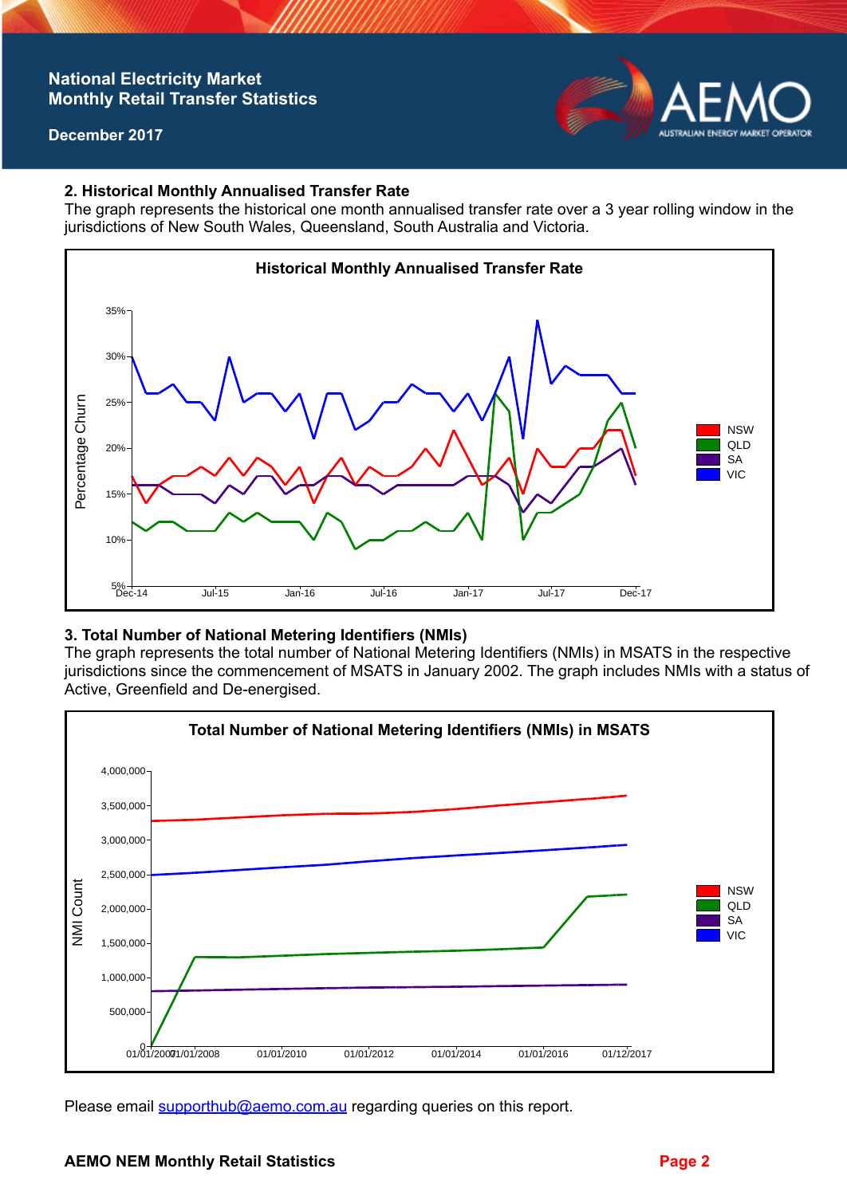National Electricity Market
Monthly Retail Transfer Statistics

December 2017

## 2. Historical Monthly Annualised Transfer Rate

The graph represents the historical one month annualised transfer rate over a 3 year rolling window in the jurisdictions of New South Wales, Queensland, South Australia and Victoria.

Historical Monthly Annualised Transfer Rate

Percentage Churn

35%
30%
25%
20%
15%
10%
5%

Dec-14
Jul-15
Jan-16
Jul-16
Jan-17
Jul-17
Dec-17

NSW
QLD
SA
VIC

## 3. Total Number of National Metering Identifiers (NMIs)

The graph represents the total number of National Metering Identifiers (NMIs) in MSATS in the respective jurisdictions since the commencement of MSATS in January 2002. The graph includes NMIs with a status of Active, Greenfield and De-energised.

Total Number of National Metering Identifiers (NMIs) in MSATS

NMI Count

4,000,000
3,500,000
3,000,000
2,500,000
2,000,000
1,500,000
1,000,000
500,000
0

01/01/2007
01/01/2008
01/01/2010
01/01/2012
01/01/2014
01/01/2016
01/12/2017

NSW
QLD
SA
VIC

Please email supporthub@aemo.com.au regarding queries on this report.

**AEMO NEM Monthly Retail Statistics**